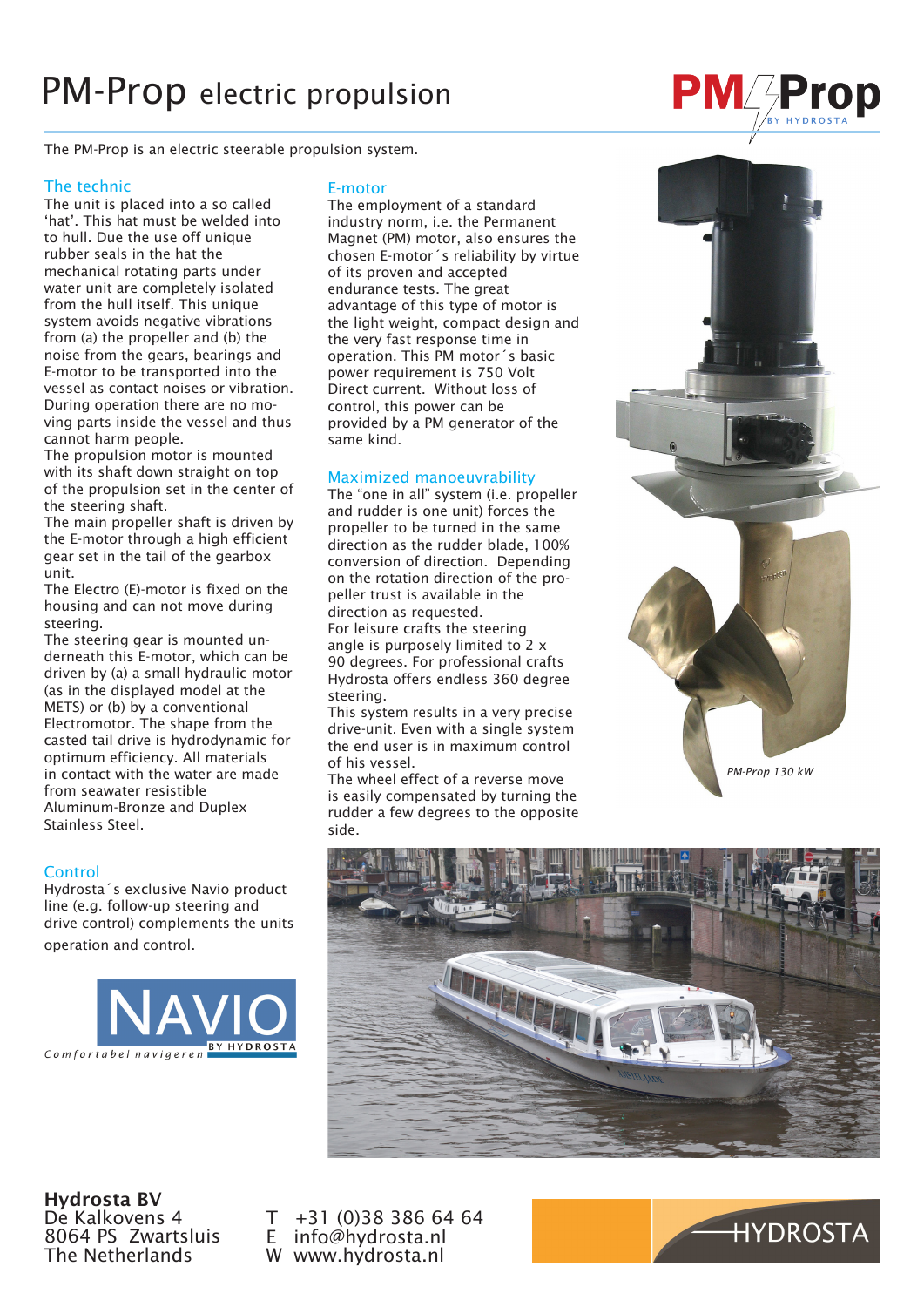# PM-Prop electric propulsion

The PM-Prop is an electric steerable propulsion system.

## The technic

The unit is placed into a so called 'hat'. This hat must be welded into to hull. Due the use off unique rubber seals in the hat the mechanical rotating parts under water unit are completely isolated from the hull itself. This unique system avoids negative vibrations from (a) the propeller and (b) the noise from the gears, bearings and E-motor to be transported into the vessel as contact noises or vibration. During operation there are no moving parts inside the vessel and thus cannot harm people.

The propulsion motor is mounted with its shaft down straight on top of the propulsion set in the center of the steering shaft.

The main propeller shaft is driven by the E-motor through a high efficient gear set in the tail of the gearbox unit.

The Electro (E)-motor is fixed on the housing and can not move during steering.

The steering gear is mounted underneath this E-motor, which can be driven by (a) a small hydraulic motor (as in the displayed model at the METS) or (b) by a conventional Electromotor. The shape from the casted tail drive is hydrodynamic for optimum efficiency. All materials in contact with the water are made from seawater resistible Aluminum-Bronze and Duplex Stainless Steel.

## Control

Hydrosta´s exclusive Navio product line (e.g. follow-up steering and drive control) complements the units operation and control.

## E-motor

The employment of a standard industry norm, i.e. the Permanent Magnet (PM) motor, also ensures the chosen E-motor´s reliability by virtue of its proven and accepted endurance tests. The great advantage of this type of motor is the light weight, compact design and the very fast response time in operation. This PM motor´s basic power requirement is 750 Volt Direct current. Without loss of control, this power can be provided by a PM generator of the same kind.

## Maximized manoeuvrability

The "one in all" system (i.e. propeller and rudder is one unit) forces the propeller to be turned in the same direction as the rudder blade, 100% conversion of direction. Depending on the rotation direction of the propeller trust is available in the direction as requested.

For leisure crafts the steering angle is purposely limited to 2 x 90 degrees. For professional crafts Hydrosta offers endless 360 degree steering.

This system results in a very precise drive-unit. Even with a single system the end user is in maximum control of his vessel.

The wheel effect of a reverse move is easily compensated by turning the rudder a few degrees to the opposite side.

*PM-Prop 130 kW*

**Hydrosta BV**
De Kalkovens 4
8064 PS Zwartsluis
The Netherlands

T +31 (0)38 386 64 64
E info@hydrosta.nl
W www.hydrosta.nl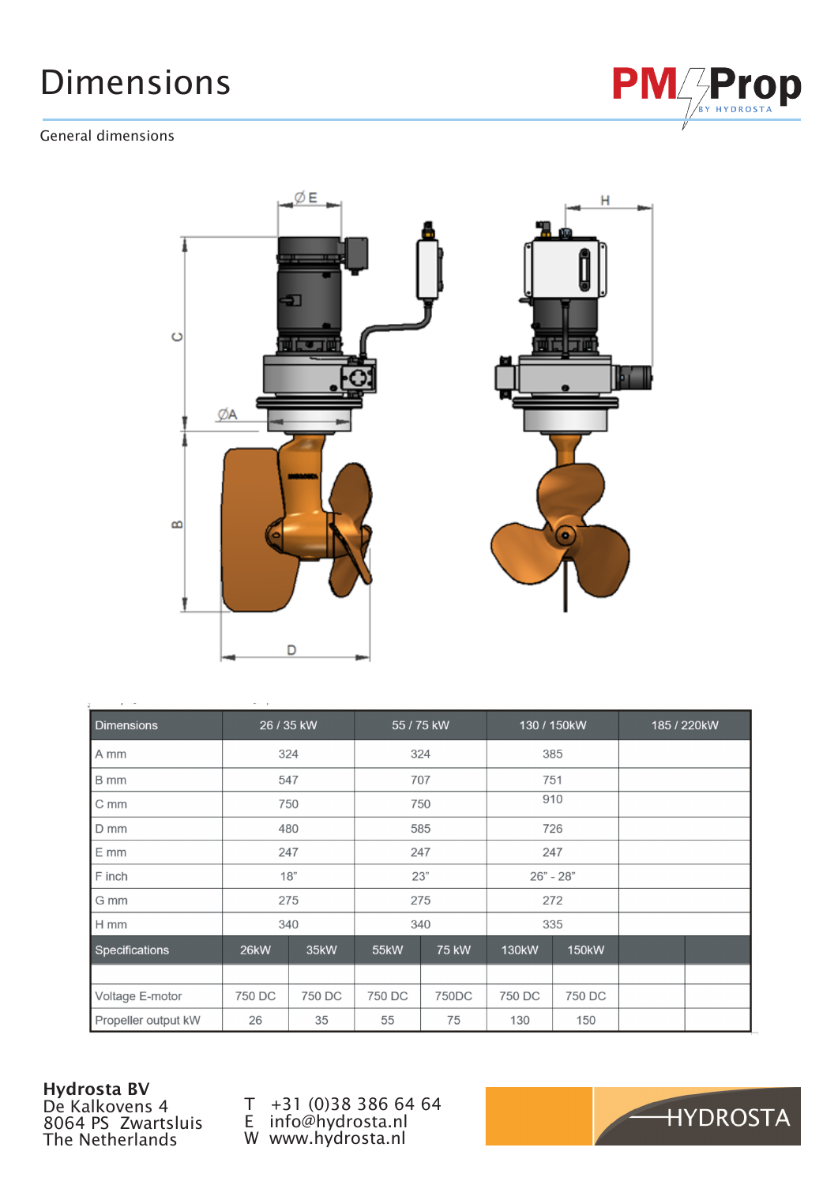# Dimensions

General dimensions

ØE

H

C

ØA

B

D

| Dimensions | 26 / 35 kW | | 55 / 75 kW | | 130 / 150kW | | 185 / 220kW | |
|---|---|---|---|---|---|---|---|---|
| A mm | 324 | | 324 | | 385 | | | |
| B mm | 547 | | 707 | | 751 | | | |
| C mm | 750 | | 750 | | 910 | | | |
| D mm | 480 | | 585 | | 726 | | | |
| E mm | 247 | | 247 | | 247 | | | |
| F inch | 18” | | 23” | | 26” - 28” | | | |
| G mm | 275 | | 275 | | 272 | | | |
| H mm | 340 | | 340 | | 335 | | | |
| Specifications | 26kW | 35kW | 55kW | 75 kW | 130kW | 150kW | | |
| | | | | | | | | |
| Voltage E-motor | 750 DC | 750 DC | 750 DC | 750DC | 750 DC | 750 DC | | |
| Propeller output kW | 26 | 35 | 55 | 75 | 130 | 150 | | |

**Hydrosta BV**
De Kalkovens 4
8064 PS Zwartsluis
The Netherlands

T +31 (0)38 386 64 64
E info@hydrosta.nl
W www.hydrosta.nl